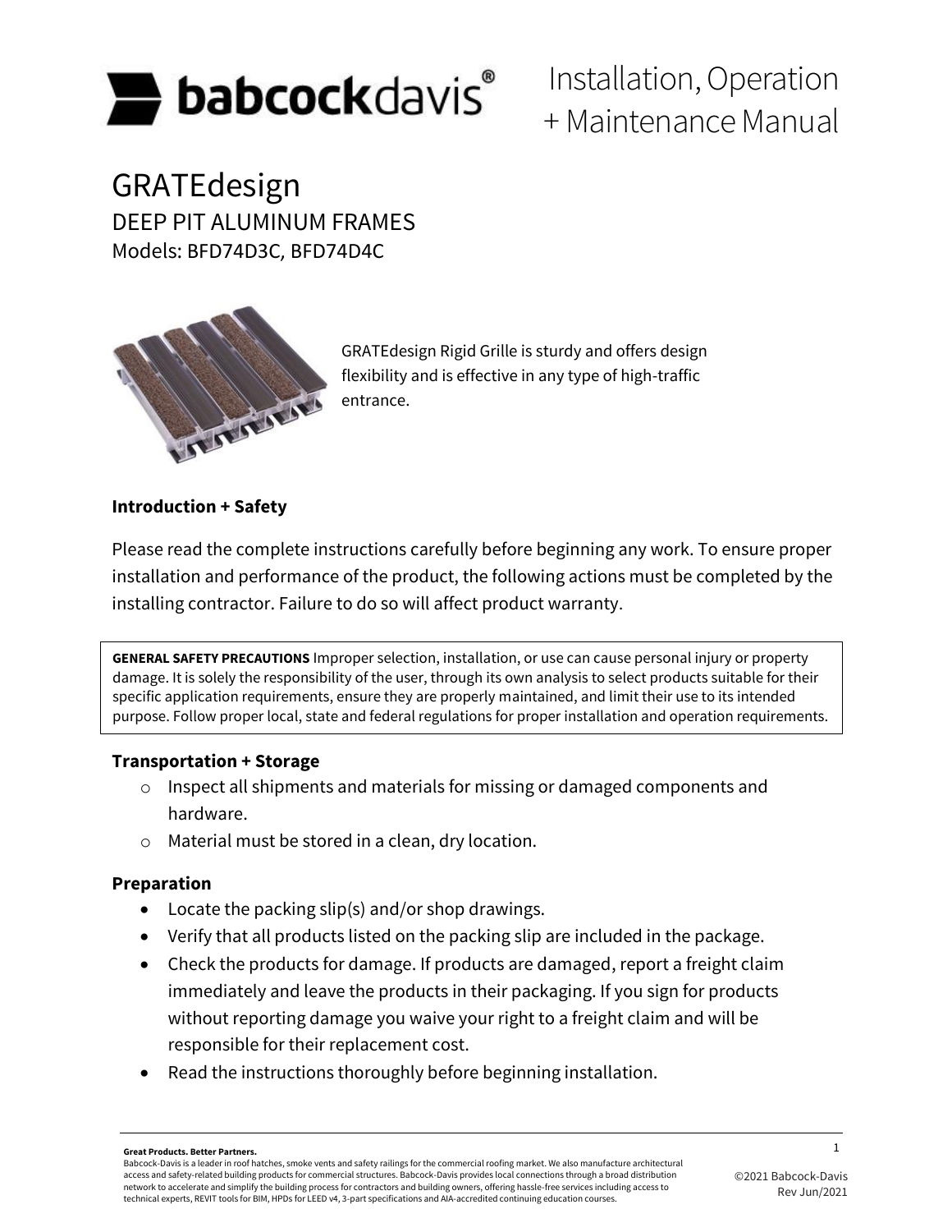# Installation, Operation + Maintenance Manual

## GRATEdesign

DEEP PIT ALUMINUM FRAMES

Models: BFD74D3C, BFD74D4C

GRATEdesign Rigid Grille is sturdy and offers design flexibility and is effective in any type of high-traffic entrance.

### Introduction + Safety

Please read the complete instructions carefully before beginning any work. To ensure proper installation and performance of the product, the following actions must be completed by the installing contractor. Failure to do so will affect product warranty.

**GENERAL SAFETY PRECAUTIONS** Improper selection, installation, or use can cause personal injury or property damage. It is solely the responsibility of the user, through its own analysis to select products suitable for their specific application requirements, ensure they are properly maintained, and limit their use to its intended purpose. Follow proper local, state and federal regulations for proper installation and operation requirements.

### Transportation + Storage

- Inspect all shipments and materials for missing or damaged components and hardware.
- Material must be stored in a clean, dry location.

### Preparation

- Locate the packing slip(s) and/or shop drawings.
- Verify that all products listed on the packing slip are included in the package.
- Check the products for damage. If products are damaged, report a freight claim immediately and leave the products in their packaging. If you sign for products without reporting damage you waive your right to a freight claim and will be responsible for their replacement cost.
- Read the instructions thoroughly before beginning installation.

**Great Products. Better Partners.**
Babcock-Davis is a leader in roof hatches, smoke vents and safety railings for the commercial roofing market. We also manufacture architectural access and safety-related building products for commercial structures. Babcock-Davis provides local connections through a broad distribution network to accelerate and simplify the building process for contractors and building owners, offering hassle-free services including access to technical experts, REVIT tools for BIM, HPDs for LEED v4, 3-part specifications and AIA-accredited continuing education courses.

©2021 Babcock-Davis
Rev Jun/2021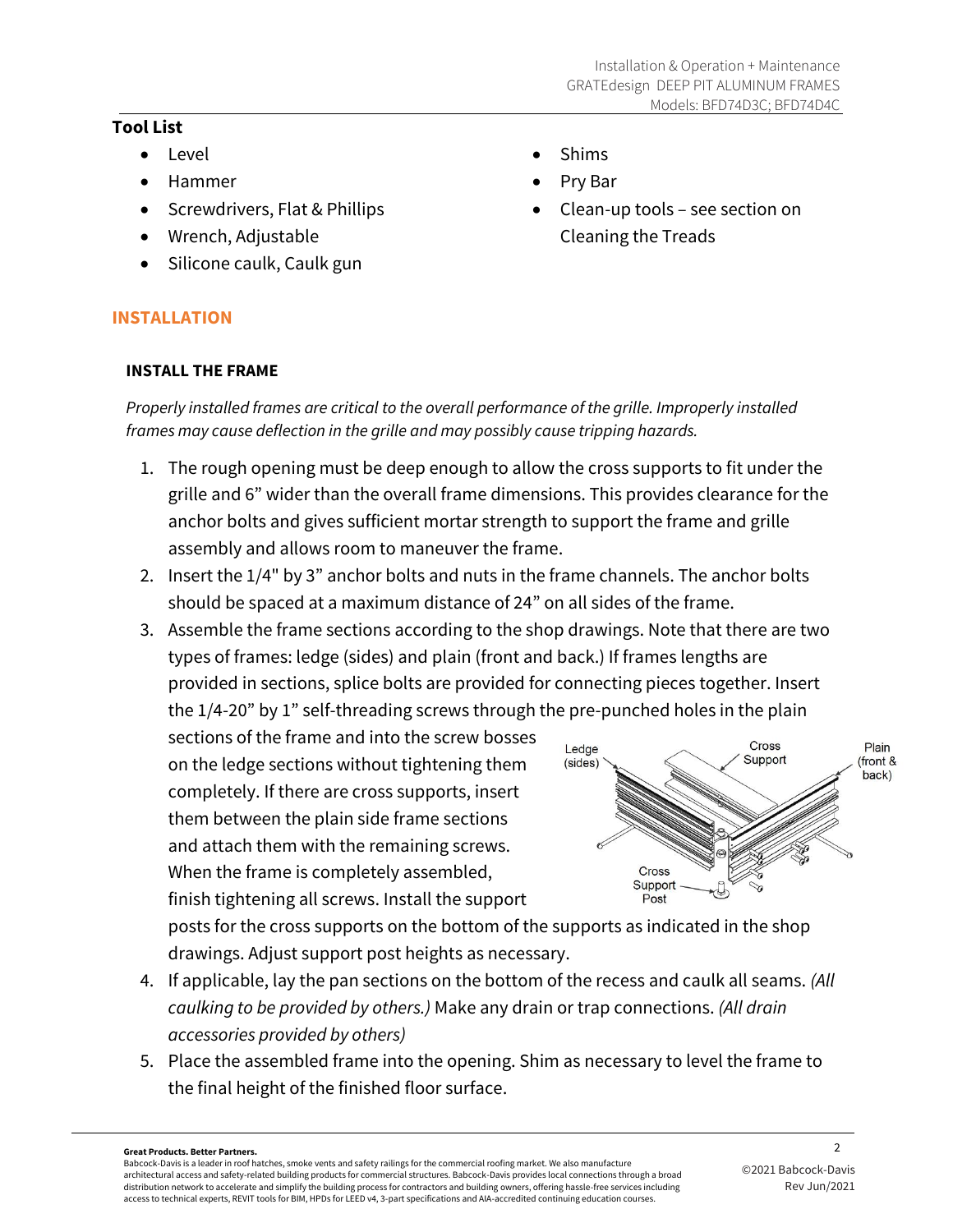## Tool List

- Level
- Hammer
- Screwdrivers, Flat & Phillips
- Wrench, Adjustable
- Silicone caulk, Caulk gun
- Shims
- Pry Bar
- Clean-up tools – see section on Cleaning the Treads

## INSTALLATION

### INSTALL THE FRAME

*Properly installed frames are critical to the overall performance of the grille. Improperly installed frames may cause deflection in the grille and may possibly cause tripping hazards.*

1. The rough opening must be deep enough to allow the cross supports to fit under the grille and 6" wider than the overall frame dimensions. This provides clearance for the anchor bolts and gives sufficient mortar strength to support the frame and grille assembly and allows room to maneuver the frame.
2. Insert the 1/4" by 3" anchor bolts and nuts in the frame channels. The anchor bolts should be spaced at a maximum distance of 24" on all sides of the frame.
3. Assemble the frame sections according to the shop drawings. Note that there are two types of frames: ledge (sides) and plain (front and back.) If frames lengths are provided in sections, splice bolts are provided for connecting pieces together. Insert the 1/4-20" by 1" self-threading screws through the pre-punched holes in the plain sections of the frame and into the screw bosses on the ledge sections without tightening them completely. If there are cross supports, insert them between the plain side frame sections and attach them with the remaining screws. When the frame is completely assembled, finish tightening all screws. Install the support posts for the cross supports on the bottom of the supports as indicated in the shop drawings. Adjust support post heights as necessary.

   Ledge (sides) | Cross Support | Plain (front & back) | Cross Support Post

4. If applicable, lay the pan sections on the bottom of the recess and caulk all seams. *(All caulking to be provided by others.)* Make any drain or trap connections. *(All drain accessories provided by others)*
5. Place the assembled frame into the opening. Shim as necessary to level the frame to the final height of the finished floor surface.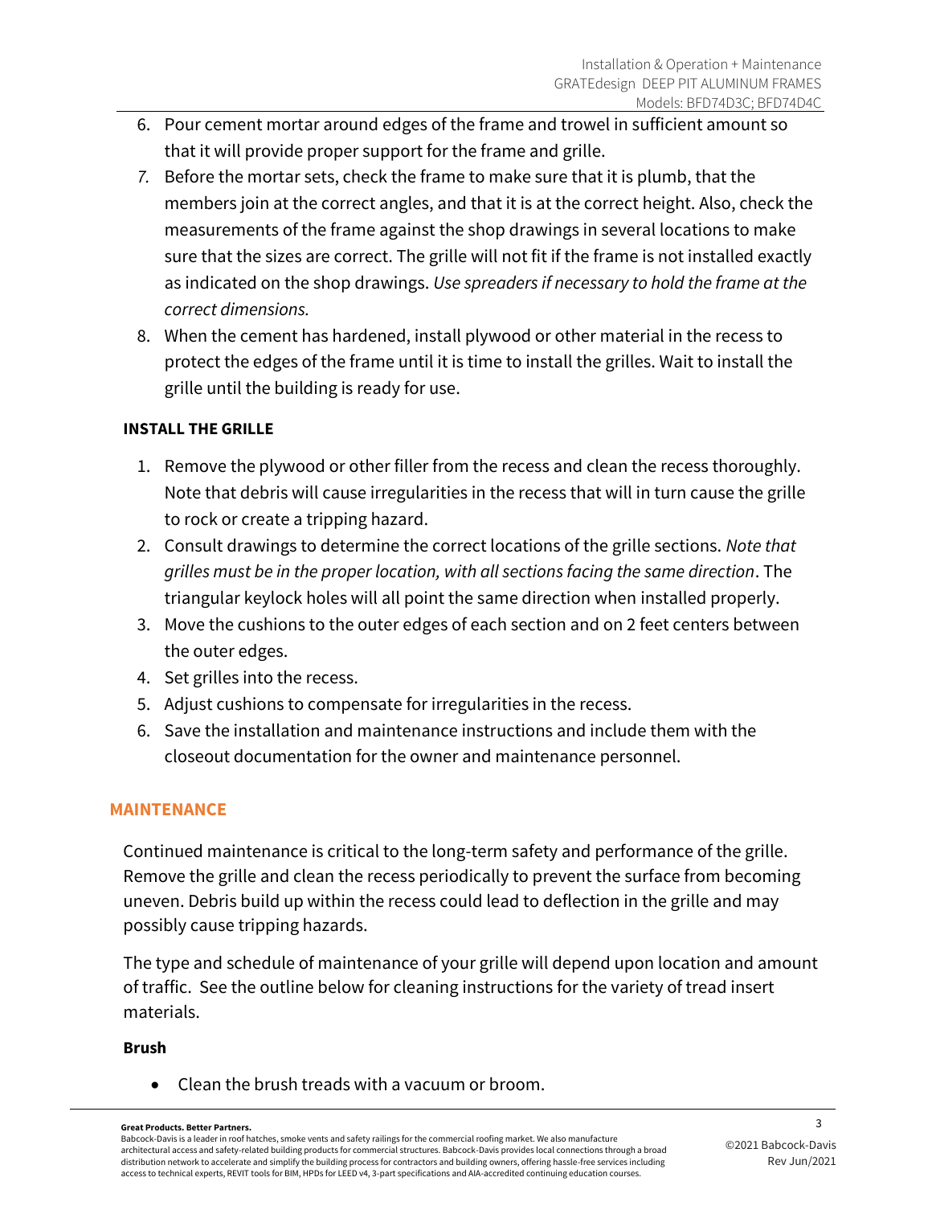6. Pour cement mortar around edges of the frame and trowel in sufficient amount so that it will provide proper support for the frame and grille.
7. Before the mortar sets, check the frame to make sure that it is plumb, that the members join at the correct angles, and that it is at the correct height. Also, check the measurements of the frame against the shop drawings in several locations to make sure that the sizes are correct. The grille will not fit if the frame is not installed exactly as indicated on the shop drawings. *Use spreaders if necessary to hold the frame at the correct dimensions.*
8. When the cement has hardened, install plywood or other material in the recess to protect the edges of the frame until it is time to install the grilles. Wait to install the grille until the building is ready for use.

**INSTALL THE GRILLE**

1. Remove the plywood or other filler from the recess and clean the recess thoroughly. Note that debris will cause irregularities in the recess that will in turn cause the grille to rock or create a tripping hazard.
2. Consult drawings to determine the correct locations of the grille sections. *Note that grilles must be in the proper location, with all sections facing the same direction*. The triangular keylock holes will all point the same direction when installed properly.
3. Move the cushions to the outer edges of each section and on 2 feet centers between the outer edges.
4. Set grilles into the recess.
5. Adjust cushions to compensate for irregularities in the recess.
6. Save the installation and maintenance instructions and include them with the closeout documentation for the owner and maintenance personnel.

## MAINTENANCE

Continued maintenance is critical to the long-term safety and performance of the grille. Remove the grille and clean the recess periodically to prevent the surface from becoming uneven. Debris build up within the recess could lead to deflection in the grille and may possibly cause tripping hazards.

The type and schedule of maintenance of your grille will depend upon location and amount of traffic. See the outline below for cleaning instructions for the variety of tread insert materials.

**Brush**

- Clean the brush treads with a vacuum or broom.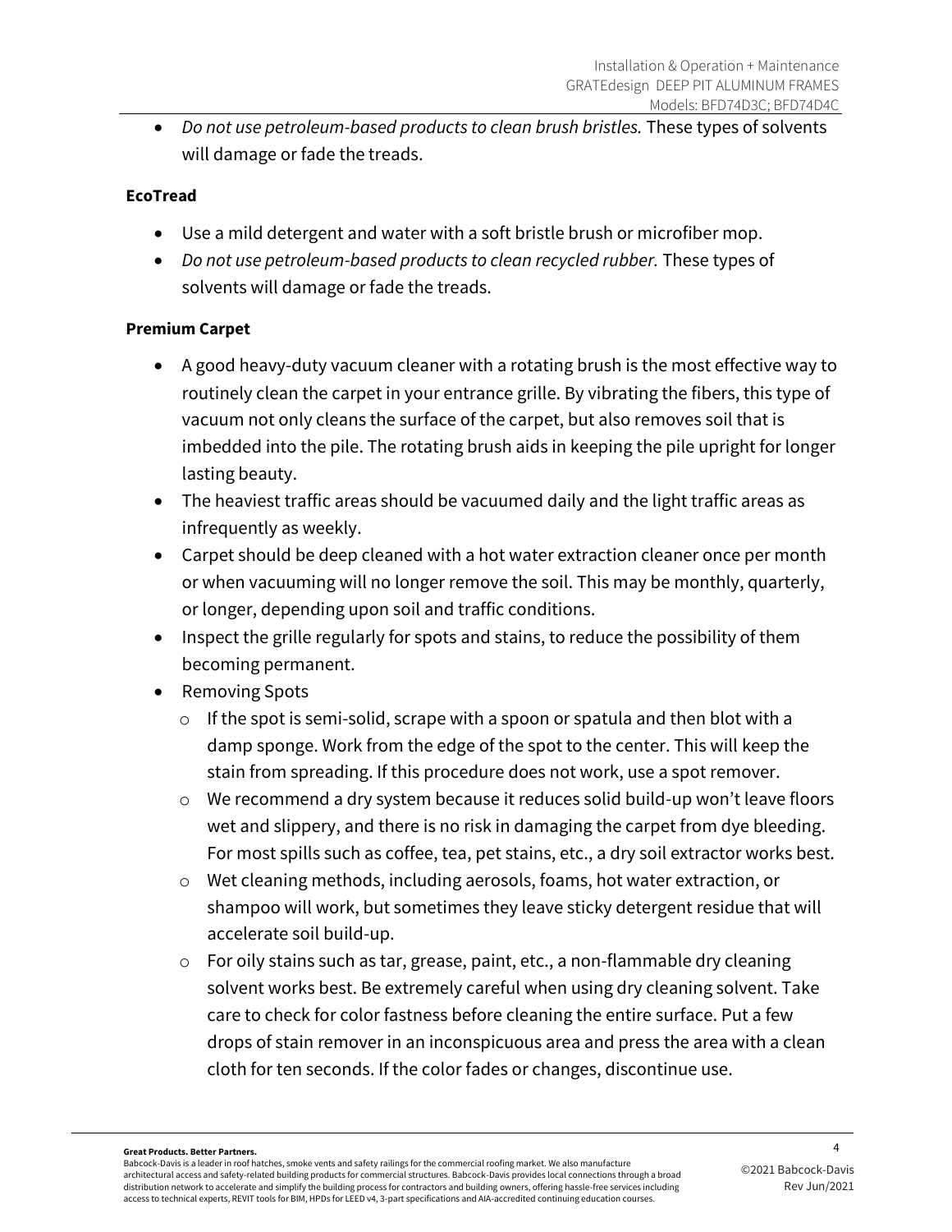- *Do not use petroleum-based products to clean brush bristles.* These types of solvents will damage or fade the treads.

**EcoTread**

- Use a mild detergent and water with a soft bristle brush or microfiber mop.
- *Do not use petroleum-based products to clean recycled rubber.* These types of solvents will damage or fade the treads.

**Premium Carpet**

- A good heavy-duty vacuum cleaner with a rotating brush is the most effective way to routinely clean the carpet in your entrance grille. By vibrating the fibers, this type of vacuum not only cleans the surface of the carpet, but also removes soil that is imbedded into the pile. The rotating brush aids in keeping the pile upright for longer lasting beauty.
- The heaviest traffic areas should be vacuumed daily and the light traffic areas as infrequently as weekly.
- Carpet should be deep cleaned with a hot water extraction cleaner once per month or when vacuuming will no longer remove the soil. This may be monthly, quarterly, or longer, depending upon soil and traffic conditions.
- Inspect the grille regularly for spots and stains, to reduce the possibility of them becoming permanent.
- Removing Spots
  - If the spot is semi-solid, scrape with a spoon or spatula and then blot with a damp sponge. Work from the edge of the spot to the center. This will keep the stain from spreading. If this procedure does not work, use a spot remover.
  - We recommend a dry system because it reduces solid build-up won't leave floors wet and slippery, and there is no risk in damaging the carpet from dye bleeding. For most spills such as coffee, tea, pet stains, etc., a dry soil extractor works best.
  - Wet cleaning methods, including aerosols, foams, hot water extraction, or shampoo will work, but sometimes they leave sticky detergent residue that will accelerate soil build-up.
  - For oily stains such as tar, grease, paint, etc., a non-flammable dry cleaning solvent works best. Be extremely careful when using dry cleaning solvent. Take care to check for color fastness before cleaning the entire surface. Put a few drops of stain remover in an inconspicuous area and press the area with a clean cloth for ten seconds. If the color fades or changes, discontinue use.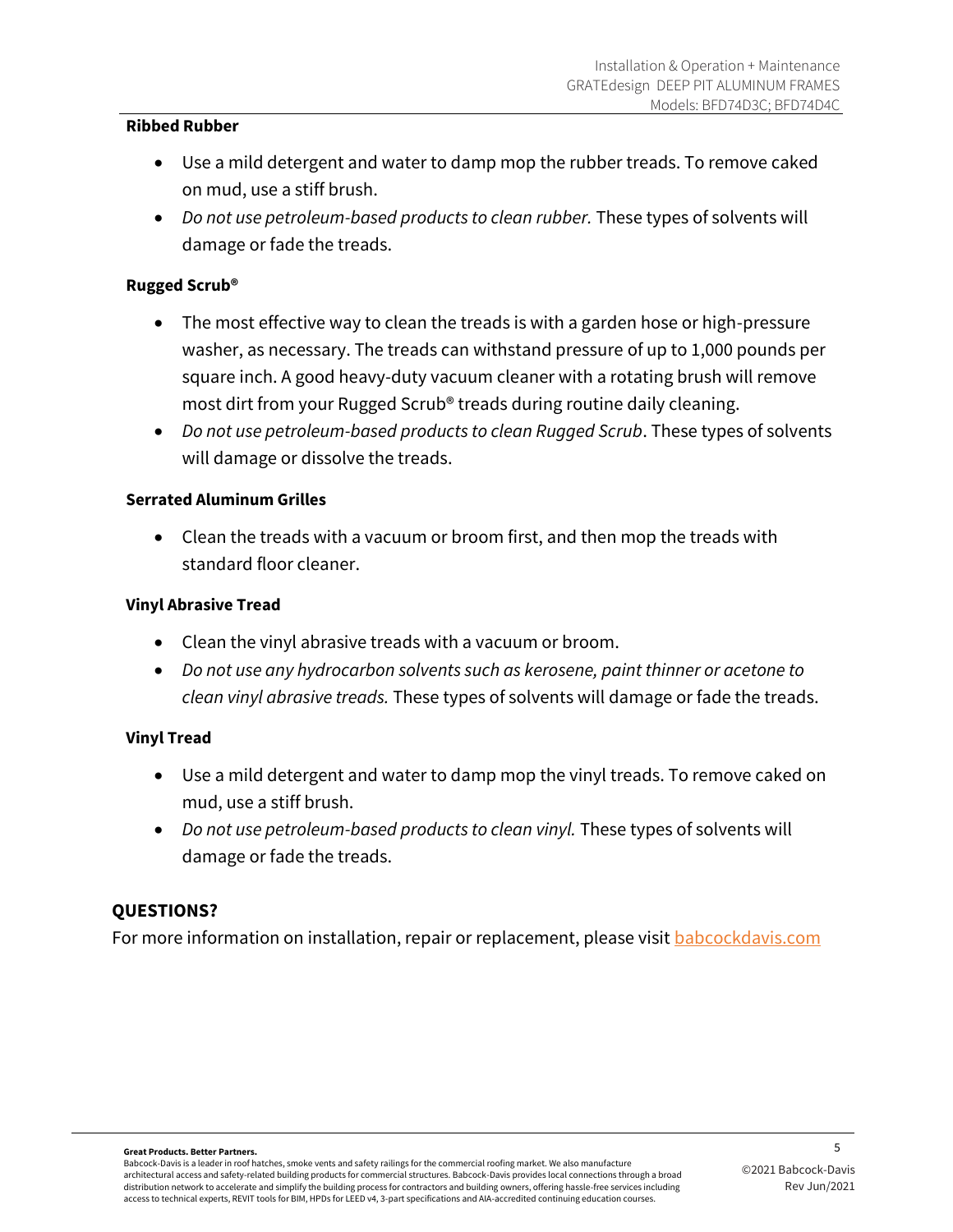**Ribbed Rubber**

- Use a mild detergent and water to damp mop the rubber treads. To remove caked on mud, use a stiff brush.
- *Do not use petroleum-based products to clean rubber.* These types of solvents will damage or fade the treads.

**Rugged Scrub®**

- The most effective way to clean the treads is with a garden hose or high-pressure washer, as necessary. The treads can withstand pressure of up to 1,000 pounds per square inch. A good heavy-duty vacuum cleaner with a rotating brush will remove most dirt from your Rugged Scrub® treads during routine daily cleaning.
- *Do not use petroleum-based products to clean Rugged Scrub*. These types of solvents will damage or dissolve the treads.

**Serrated Aluminum Grilles**

- Clean the treads with a vacuum or broom first, and then mop the treads with standard floor cleaner.

**Vinyl Abrasive Tread**

- Clean the vinyl abrasive treads with a vacuum or broom.
- *Do not use any hydrocarbon solvents such as kerosene, paint thinner or acetone to clean vinyl abrasive treads.* These types of solvents will damage or fade the treads.

**Vinyl Tread**

- Use a mild detergent and water to damp mop the vinyl treads. To remove caked on mud, use a stiff brush.
- *Do not use petroleum-based products to clean vinyl.* These types of solvents will damage or fade the treads.

## QUESTIONS?

For more information on installation, repair or replacement, please visit [babcockdavis.com](babcockdavis.com)